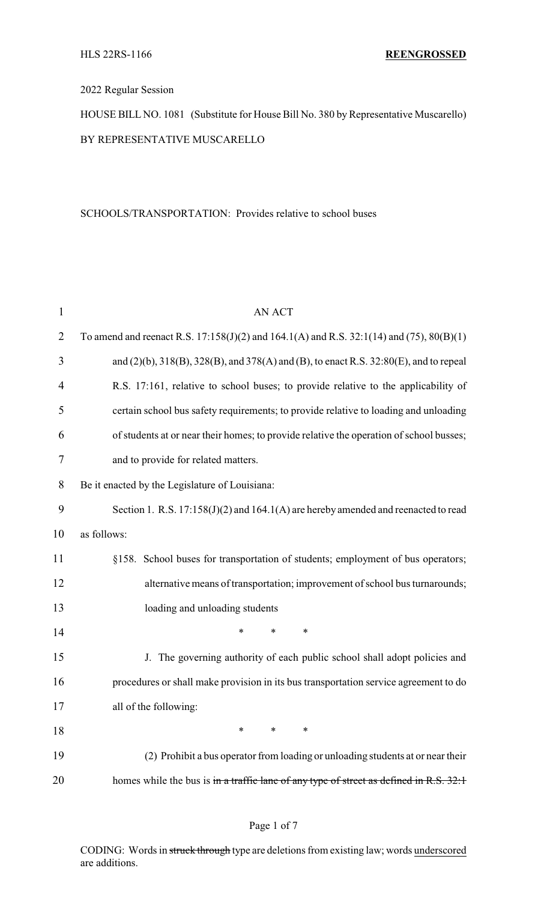HLS 22RS-1166 **REENGROSSED**

2022 Regular Session

HOUSE BILL NO. 1081 (Substitute for House Bill No. 380 by Representative Muscarello)

BY REPRESENTATIVE MUSCARELLO

SCHOOLS/TRANSPORTATION: Provides relative to school buses

AN ACT

To amend and reenact R.S. 17:158(J)(2) and 164.1(A) and R.S. 32:1(14) and (75), 80(B)(1) and (2)(b), 318(B), 328(B), and 378(A) and (B), to enact R.S. 32:80(E), and to repeal R.S. 17:161, relative to school buses; to provide relative to the applicability of certain school bus safety requirements; to provide relative to loading and unloading of students at or near their homes; to provide relative the operation of school busses; and to provide for related matters.

Be it enacted by the Legislature of Louisiana:

Section 1. R.S. 17:158(J)(2) and 164.1(A) are hereby amended and reenacted to read as follows:

§158. School buses for transportation of students; employment of bus operators; alternative means of transportation; improvement of school bus turnarounds; loading and unloading students

\* \* \*

J. The governing authority of each public school shall adopt policies and procedures or shall make provision in its bus transportation service agreement to do all of the following:

\* \* \*

(2) Prohibit a bus operator from loading or unloading students at or near their homes while the bus is ~~in a traffic lane of any type of street as defined in R.S. 32:1~~

CODING: Words in ~~struck through~~ type are deletions from existing law; words underscored are additions.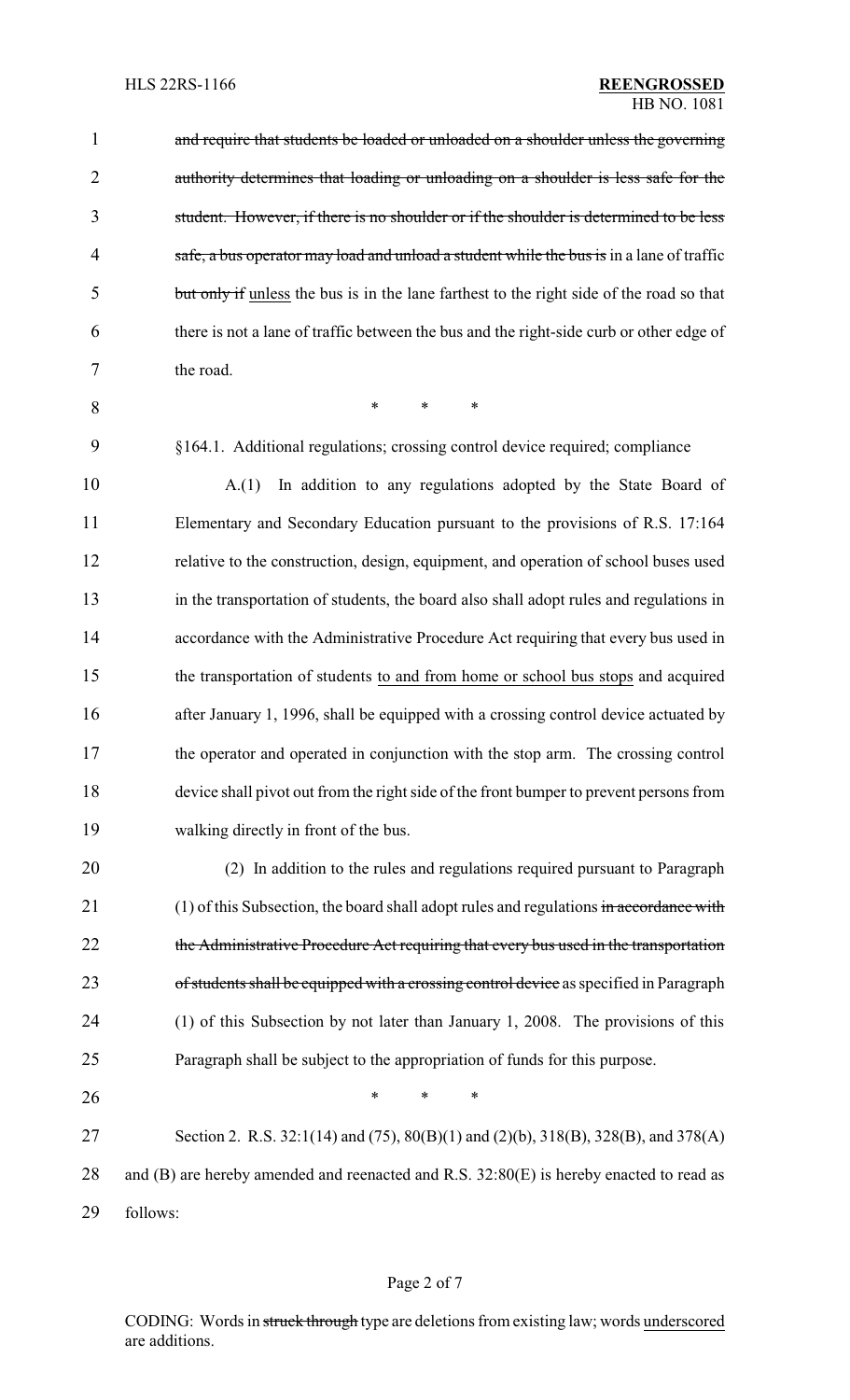~~and require that students be loaded or unloaded on a shoulder unless the governing authority determines that loading or unloading on a shoulder is less safe for the student. However, if there is no shoulder or if the shoulder is determined to be less safe, a bus operator may load and unload a student while the bus is~~ in a lane of traffic ~~but only if~~ unless the bus is in the lane farthest to the right side of the road so that there is not a lane of traffic between the bus and the right-side curb or other edge of the road.

\* \* \*

§164.1. Additional regulations; crossing control device required; compliance

A.(1) In addition to any regulations adopted by the State Board of Elementary and Secondary Education pursuant to the provisions of R.S. 17:164 relative to the construction, design, equipment, and operation of school buses used in the transportation of students, the board also shall adopt rules and regulations in accordance with the Administrative Procedure Act requiring that every bus used in the transportation of students to and from home or school bus stops and acquired after January 1, 1996, shall be equipped with a crossing control device actuated by the operator and operated in conjunction with the stop arm. The crossing control device shall pivot out from the right side of the front bumper to prevent persons from walking directly in front of the bus.

(2) In addition to the rules and regulations required pursuant to Paragraph (1) of this Subsection, the board shall adopt rules and regulations ~~in accordance with the Administrative Procedure Act requiring that every bus used in the transportation of students shall be equipped with a crossing control device~~ as specified in Paragraph (1) of this Subsection by not later than January 1, 2008. The provisions of this Paragraph shall be subject to the appropriation of funds for this purpose.

\* \* \*

Section 2. R.S. 32:1(14) and (75), 80(B)(1) and (2)(b), 318(B), 328(B), and 378(A) and (B) are hereby amended and reenacted and R.S. 32:80(E) is hereby enacted to read as follows: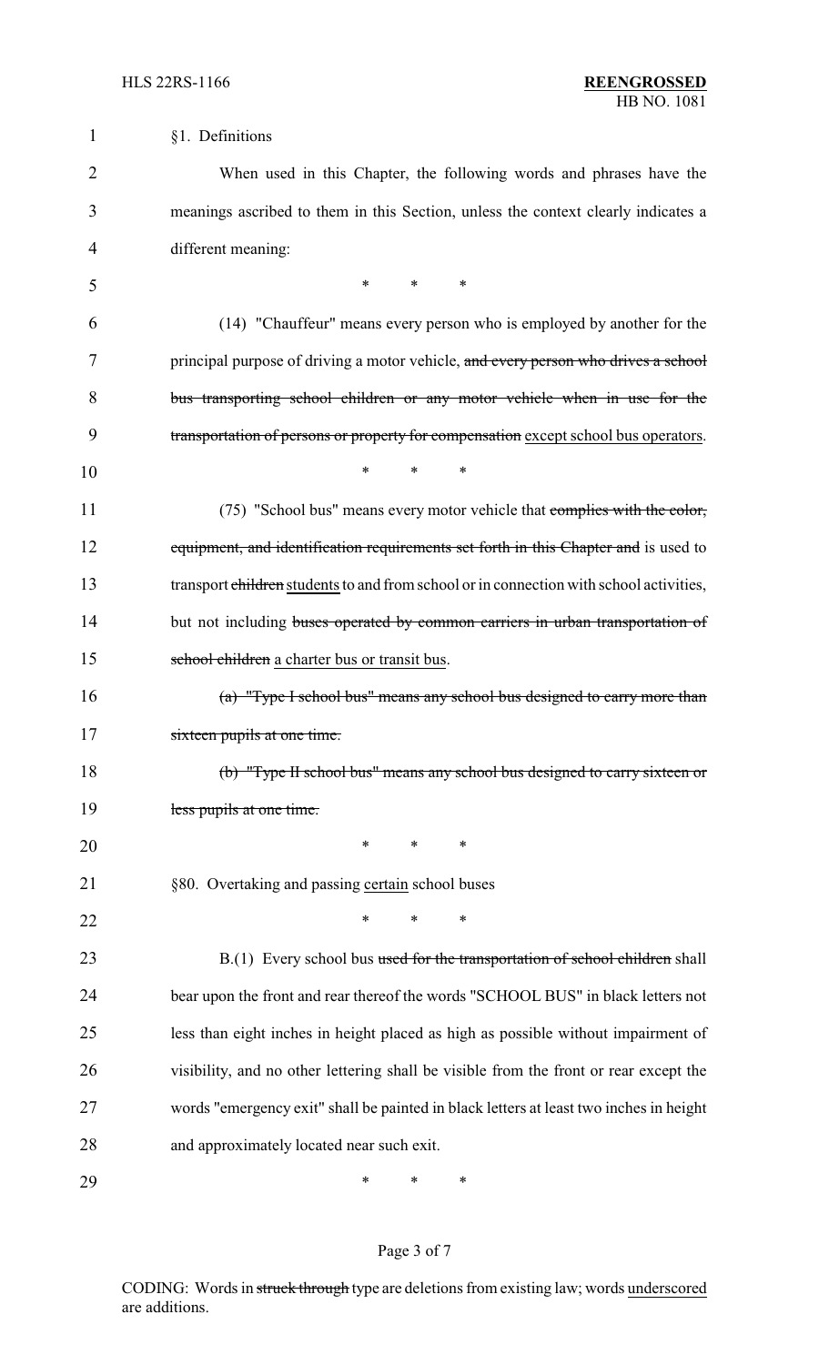§1. Definitions

When used in this Chapter, the following words and phrases have the meanings ascribed to them in this Section, unless the context clearly indicates a different meaning:

\* \* \*

(14) "Chauffeur" means every person who is employed by another for the principal purpose of driving a motor vehicle, ~~and every person who drives a school bus transporting school children or any motor vehicle when in use for the transportation of persons or property for compensation~~ <u>except school bus operators</u>.

\* \* \*

(75) "School bus" means every motor vehicle that ~~complies with the color, equipment, and identification requirements set forth in this Chapter and~~ is used to transport ~~children~~ <u>students</u> to and from school or in connection with school activities, but not including ~~buses operated by common carriers in urban transportation of school children~~ <u>a charter bus or transit bus</u>.

~~(a) "Type I school bus" means any school bus designed to carry more than sixteen pupils at one time.~~

~~(b) "Type II school bus" means any school bus designed to carry sixteen or less pupils at one time.~~

\* \* \*

§80. Overtaking and passing <u>certain</u> school buses

\* \* \*

B.(1) Every school bus ~~used for the transportation of school children~~ shall bear upon the front and rear thereof the words "SCHOOL BUS" in black letters not less than eight inches in height placed as high as possible without impairment of visibility, and no other lettering shall be visible from the front or rear except the words "emergency exit" shall be painted in black letters at least two inches in height and approximately located near such exit.

\* \* \*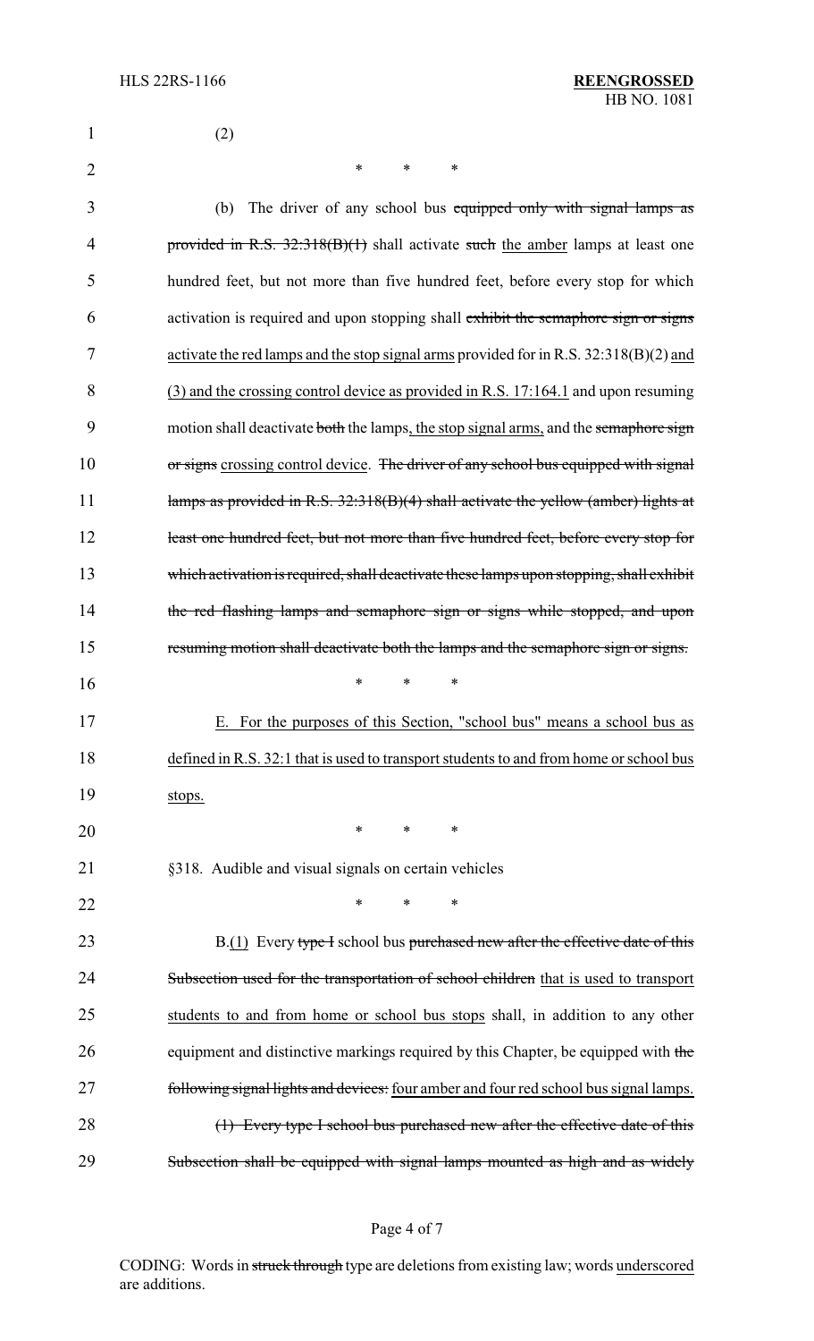(2)

\* \* \*

(b) The driver of any school bus ~~equipped only with signal lamps as provided in R.S. 32:318(B)(1)~~ shall activate ~~such~~ the amber lamps at least one hundred feet, but not more than five hundred feet, before every stop for which activation is required and upon stopping shall ~~exhibit the semaphore sign or signs~~ activate the red lamps and the stop signal arms provided for in R.S. 32:318(B)(2) and (3) and the crossing control device as provided in R.S. 17:164.1 and upon resuming motion shall deactivate ~~both~~ the lamps, the stop signal arms, and the ~~semaphore sign or signs~~ crossing control device. ~~The driver of any school bus equipped with signal lamps as provided in R.S. 32:318(B)(4) shall activate the yellow (amber) lights at least one hundred feet, but not more than five hundred feet, before every stop for which activation is required, shall deactivate these lamps upon stopping, shall exhibit the red flashing lamps and semaphore sign or signs while stopped, and upon resuming motion shall deactivate both the lamps and the semaphore sign or signs.~~

\* \* \*

E. For the purposes of this Section, "school bus" means a school bus as defined in R.S. 32:1 that is used to transport students to and from home or school bus stops.

\* \* \*

§318. Audible and visual signals on certain vehicles

\* \* \*

B.(1) Every ~~type I~~ school bus ~~purchased new after the effective date of this Subsection used for the transportation of school children~~ that is used to transport students to and from home or school bus stops shall, in addition to any other equipment and distinctive markings required by this Chapter, be equipped with ~~the following signal lights and devices:~~ four amber and four red school bus signal lamps.

~~(1) Every type I school bus purchased new after the effective date of this Subsection shall be equipped with signal lamps mounted as high and as widely~~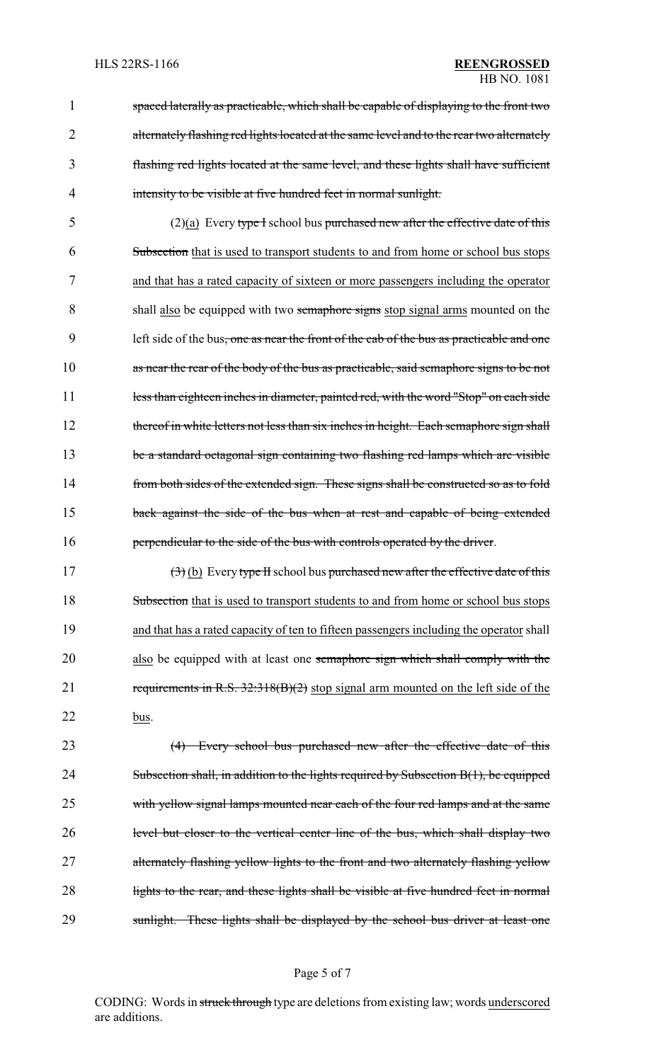~~spaced laterally as practicable, which shall be capable of displaying to the front two alternately flashing red lights located at the same level and to the rear two alternately flashing red lights located at the same level, and these lights shall have sufficient intensity to be visible at five hundred feet in normal sunlight.~~

(2)<u>(a)</u> Every ~~type I~~ school bus ~~purchased new after the effective date of this Subsection~~ <u>that is used to transport students to and from home or school bus stops and that has a rated capacity of sixteen or more passengers including the operator</u> shall <u>also</u> be equipped with two ~~semaphore signs~~ <u>stop signal arms</u> mounted on the left side of the bus~~, one as near the front of the cab of the bus as practicable and one as near the rear of the body of the bus as practicable, said semaphore signs to be not less than eighteen inches in diameter, painted red, with the word "Stop" on each side thereof in white letters not less than six inches in height. Each semaphore sign shall be a standard octagonal sign containing two flashing red lamps which are visible from both sides of the extended sign. These signs shall be constructed so as to fold back against the side of the bus when at rest and capable of being extended perpendicular to the side of the bus with controls operated by the driver~~.

~~(3)~~ <u>(b)</u> Every ~~type II~~ school bus ~~purchased new after the effective date of this Subsection~~ <u>that is used to transport students to and from home or school bus stops and that has a rated capacity of ten to fifteen passengers including the operator</u> shall <u>also</u> be equipped with at least one ~~semaphore sign which shall comply with the requirements in R.S. 32:318(B)(2)~~ <u>stop signal arm mounted on the left side of the bus</u>.

~~(4) Every school bus purchased new after the effective date of this Subsection shall, in addition to the lights required by Subsection B(1), be equipped with yellow signal lamps mounted near each of the four red lamps and at the same level but closer to the vertical center line of the bus, which shall display two alternately flashing yellow lights to the front and two alternately flashing yellow lights to the rear, and these lights shall be visible at five hundred feet in normal sunlight. These lights shall be displayed by the school bus driver at least one~~

CODING: Words in ~~struck through~~ type are deletions from existing law; words <u>underscored</u> are additions.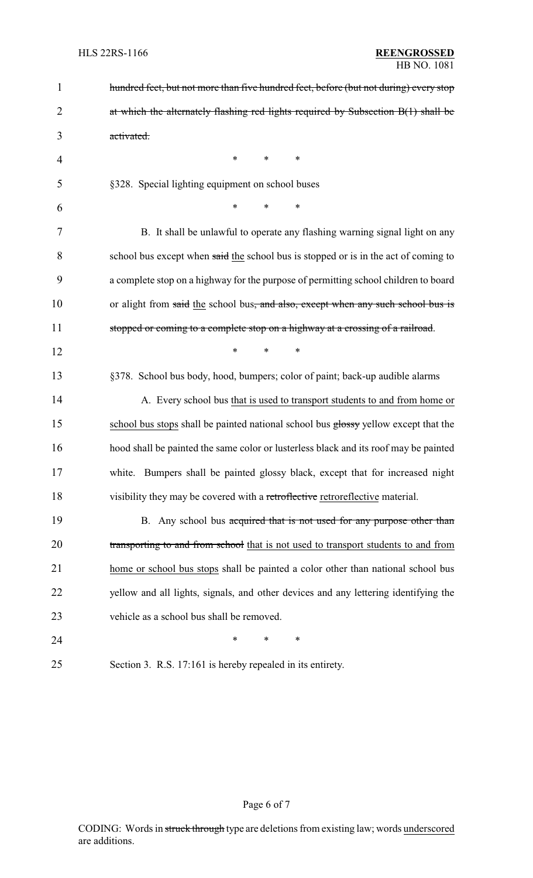~~hundred feet, but not more than five hundred feet, before (but not during) every stop at which the alternately flashing red lights required by Subsection B(1) shall be activated.~~

\* \* \*

§328. Special lighting equipment on school buses

\* \* \*

B. It shall be unlawful to operate any flashing warning signal light on any school bus except when ~~said~~ <u>the</u> school bus is stopped or is in the act of coming to a complete stop on a highway for the purpose of permitting school children to board or alight from ~~said~~ <u>the</u> school bus~~, and also, except when any such school bus is stopped or coming to a complete stop on a highway at a crossing of a railroad~~.

\* \* \*

§378. School bus body, hood, bumpers; color of paint; back-up audible alarms

A. Every school bus <u>that is used to transport students to and from home or school bus stops</u> shall be painted national school bus ~~glossy~~ yellow except that the hood shall be painted the same color or lusterless black and its roof may be painted white. Bumpers shall be painted glossy black, except that for increased night visibility they may be covered with a ~~retroflective~~ <u>retroreflective</u> material.

B. Any school bus ~~acquired that is not used for any purpose other than transporting to and from school~~ <u>that is not used to transport students to and from home or school bus stops</u> shall be painted a color other than national school bus yellow and all lights, signals, and other devices and any lettering identifying the vehicle as a school bus shall be removed.

\* \* \*

Section 3. R.S. 17:161 is hereby repealed in its entirety.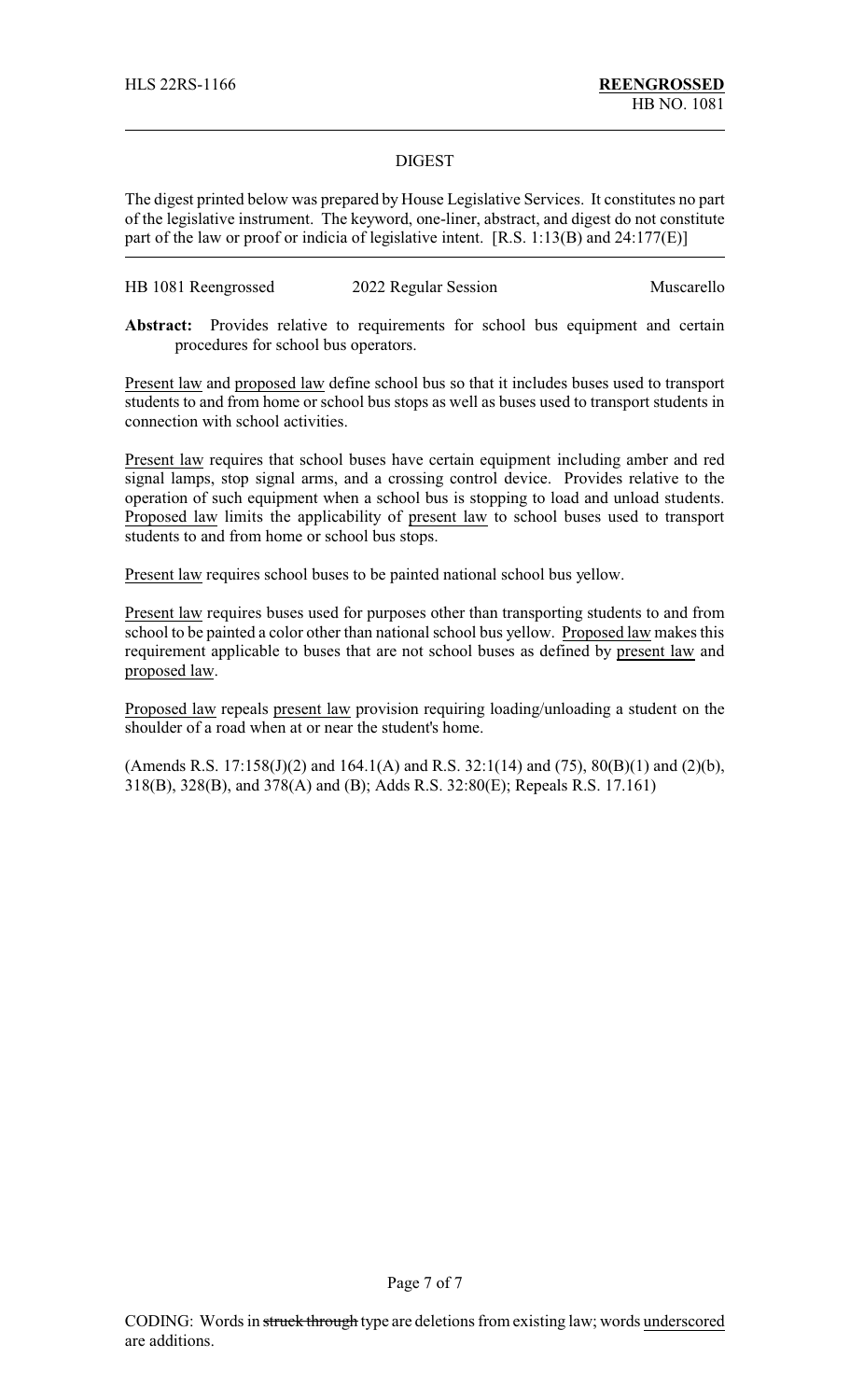HLS 22RS-1166 **REENGROSSED**
HB NO. 1081

## DIGEST

The digest printed below was prepared by House Legislative Services. It constitutes no part of the legislative instrument. The keyword, one-liner, abstract, and digest do not constitute part of the law or proof or indicia of legislative intent. [R.S. 1:13(B) and 24:177(E)]

HB 1081 Reengrossed 2022 Regular Session Muscarello

**Abstract:** Provides relative to requirements for school bus equipment and certain procedures for school bus operators.

Present law and proposed law define school bus so that it includes buses used to transport students to and from home or school bus stops as well as buses used to transport students in connection with school activities.

Present law requires that school buses have certain equipment including amber and red signal lamps, stop signal arms, and a crossing control device. Provides relative to the operation of such equipment when a school bus is stopping to load and unload students. Proposed law limits the applicability of present law to school buses used to transport students to and from home or school bus stops.

Present law requires school buses to be painted national school bus yellow.

Present law requires buses used for purposes other than transporting students to and from school to be painted a color other than national school bus yellow. Proposed law makes this requirement applicable to buses that are not school buses as defined by present law and proposed law.

Proposed law repeals present law provision requiring loading/unloading a student on the shoulder of a road when at or near the student's home.

(Amends R.S. 17:158(J)(2) and 164.1(A) and R.S. 32:1(14) and (75), 80(B)(1) and (2)(b), 318(B), 328(B), and 378(A) and (B); Adds R.S. 32:80(E); Repeals R.S. 17.161)

CODING: Words in ~~struck through~~ type are deletions from existing law; words underscored are additions.